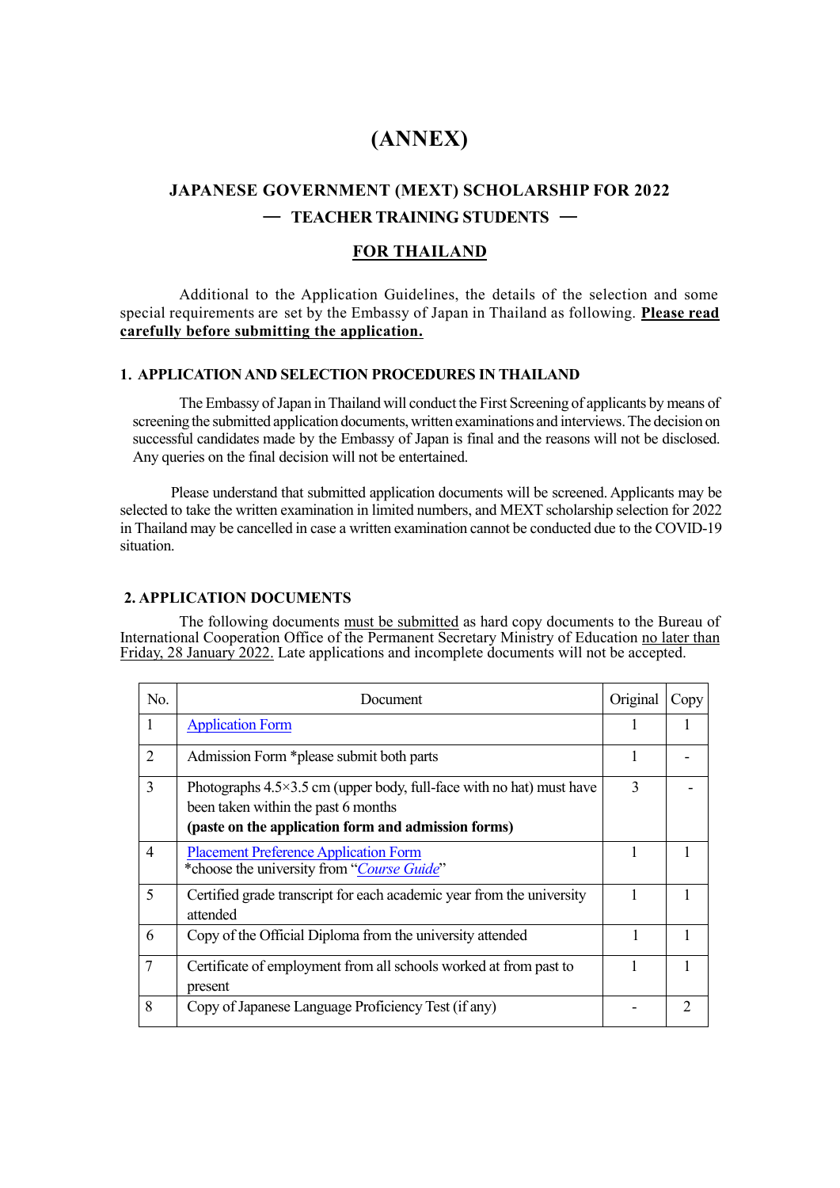# (ANNEX)

## JAPANESE GOVERNMENT (MEXT) SCHOLARSHIP FOR 2022
## — TEACHER TRAINING STUDENTS —

## FOR THAILAND

Additional to the Application Guidelines, the details of the selection and some special requirements are set by the Embassy of Japan in Thailand as following. **Please read carefully before submitting the application.**

### 1. APPLICATION AND SELECTION PROCEDURES IN THAILAND

The Embassy of Japan in Thailand will conduct the First Screening of applicants by means of screening the submitted application documents, written examinations and interviews. The decision on successful candidates made by the Embassy of Japan is final and the reasons will not be disclosed. Any queries on the final decision will not be entertained.

Please understand that submitted application documents will be screened. Applicants may be selected to take the written examination in limited numbers, and MEXT scholarship selection for 2022 in Thailand may be cancelled in case a written examination cannot be conducted due to the COVID-19 situation.

### 2. APPLICATION DOCUMENTS

The following documents must be submitted as hard copy documents to the Bureau of International Cooperation Office of the Permanent Secretary Ministry of Education no later than Friday, 28 January 2022. Late applications and incomplete documents will not be accepted.

| No. | Document | Original | Copy |
|---|---|---|---|
| 1 | Application Form | 1 | 1 |
| 2 | Admission Form *please submit both parts | 1 | - |
| 3 | Photographs 4.5×3.5 cm (upper body, full-face with no hat) must have been taken within the past 6 months **(paste on the application form and admission forms)** | 3 | - |
| 4 | Placement Preference Application Form *choose the university from "*Course Guide*" | 1 | 1 |
| 5 | Certified grade transcript for each academic year from the university attended | 1 | 1 |
| 6 | Copy of the Official Diploma from the university attended | 1 | 1 |
| 7 | Certificate of employment from all schools worked at from past to present | 1 | 1 |
| 8 | Copy of Japanese Language Proficiency Test (if any) | - | 2 |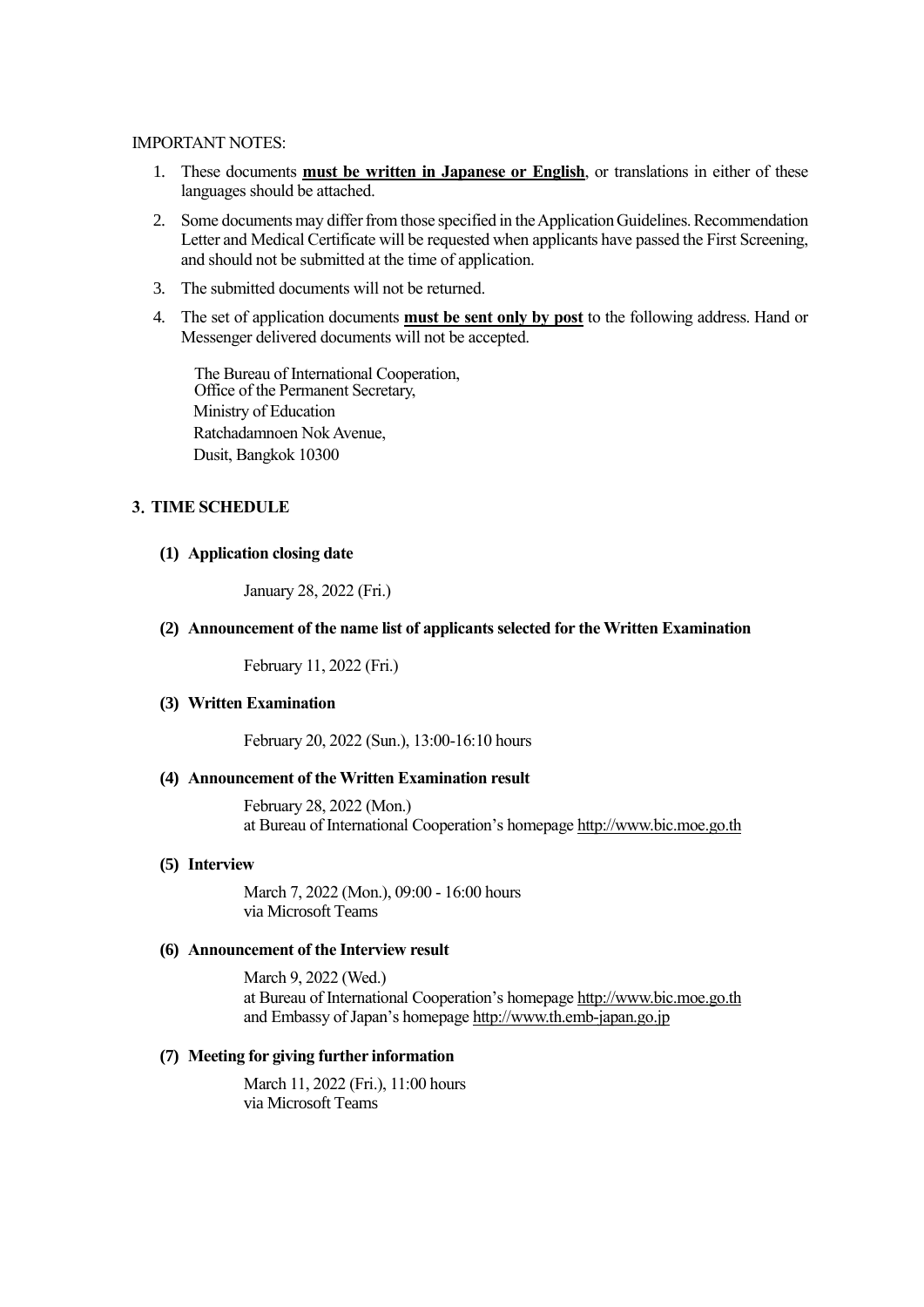IMPORTANT NOTES:

1. These documents **must be written in Japanese or English**, or translations in either of these languages should be attached.
2. Some documents may differ from those specified in the Application Guidelines. Recommendation Letter and Medical Certificate will be requested when applicants have passed the First Screening, and should not be submitted at the time of application.
3. The submitted documents will not be returned.
4. The set of application documents **must be sent only by post** to the following address. Hand or Messenger delivered documents will not be accepted.

   The Bureau of International Cooperation,
   Office of the Permanent Secretary,
   Ministry of Education
   Ratchadamnoen Nok Avenue,
   Dusit, Bangkok 10300

## 3. TIME SCHEDULE

### (1) Application closing date

January 28, 2022 (Fri.)

### (2) Announcement of the name list of applicants selected for the Written Examination

February 11, 2022 (Fri.)

### (3) Written Examination

February 20, 2022 (Sun.), 13:00-16:10 hours

### (4) Announcement of the Written Examination result

February 28, 2022 (Mon.)
at Bureau of International Cooperation's homepage http://www.bic.moe.go.th

### (5) Interview

March 7, 2022 (Mon.), 09:00 - 16:00 hours
via Microsoft Teams

### (6) Announcement of the Interview result

March 9, 2022 (Wed.)
at Bureau of International Cooperation's homepage http://www.bic.moe.go.th
and Embassy of Japan's homepage http://www.th.emb-japan.go.jp

### (7) Meeting for giving further information

March 11, 2022 (Fri.), 11:00 hours
via Microsoft Teams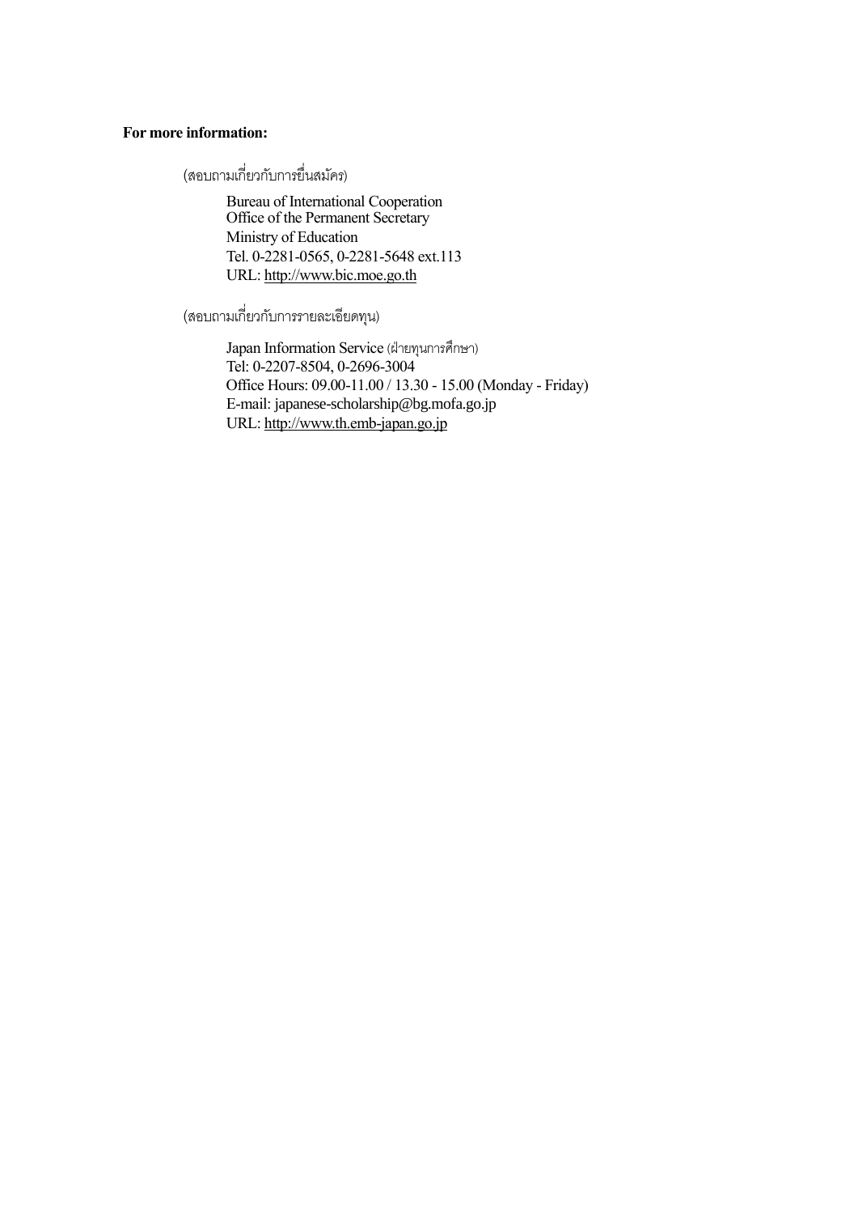**For more information:**

(สอบถามเกี่ยวกับการยื่นสมัคร)

Bureau of International Cooperation
Office of the Permanent Secretary
Ministry of Education
Tel. 0-2281-0565, 0-2281-5648 ext.113
URL: http://www.bic.moe.go.th

(สอบถามเกี่ยวกับการรายละเอียดทุน)

Japan Information Service (ฝ่ายทุนการศึกษา)
Tel: 0-2207-8504, 0-2696-3004
Office Hours: 09.00-11.00 / 13.30 - 15.00 (Monday - Friday)
E-mail: japanese-scholarship@bg.mofa.go.jp
URL: http://www.th.emb-japan.go.jp